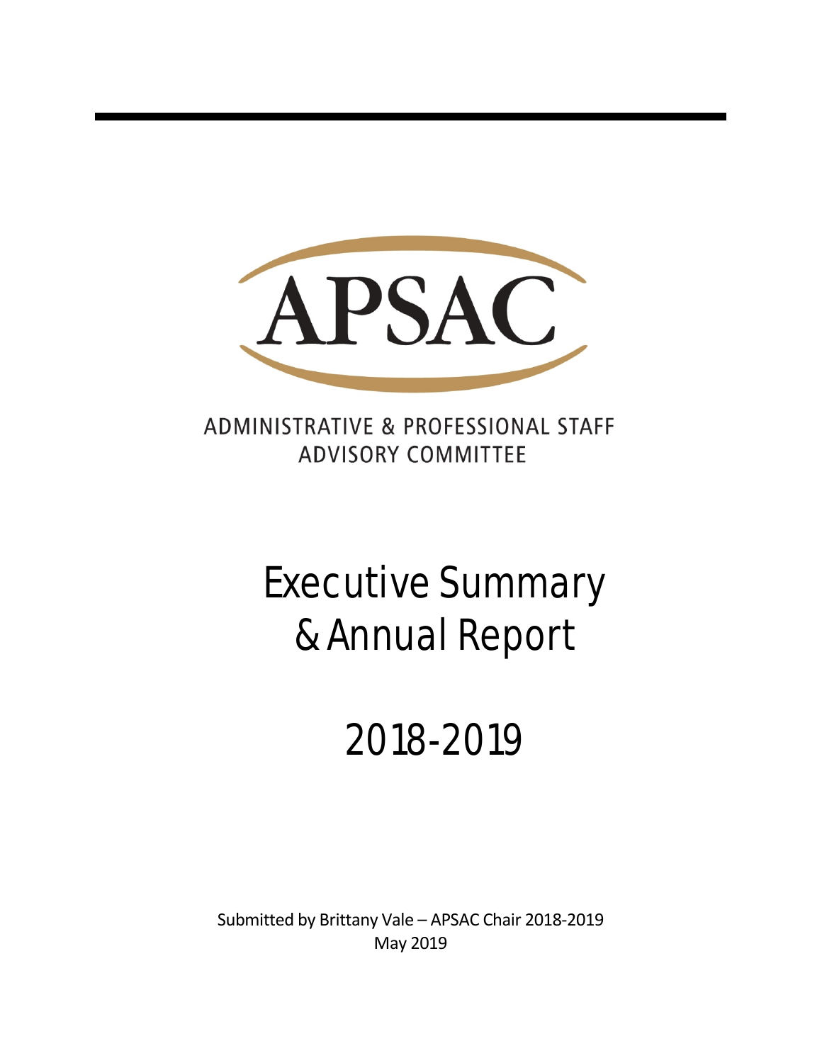# APSAC

ADMINISTRATIVE & PROFESSIONAL STAFF
ADVISORY COMMITTEE

# Executive Summary & Annual Report

# 2018-2019

Submitted by Brittany Vale – APSAC Chair 2018-2019
May 2019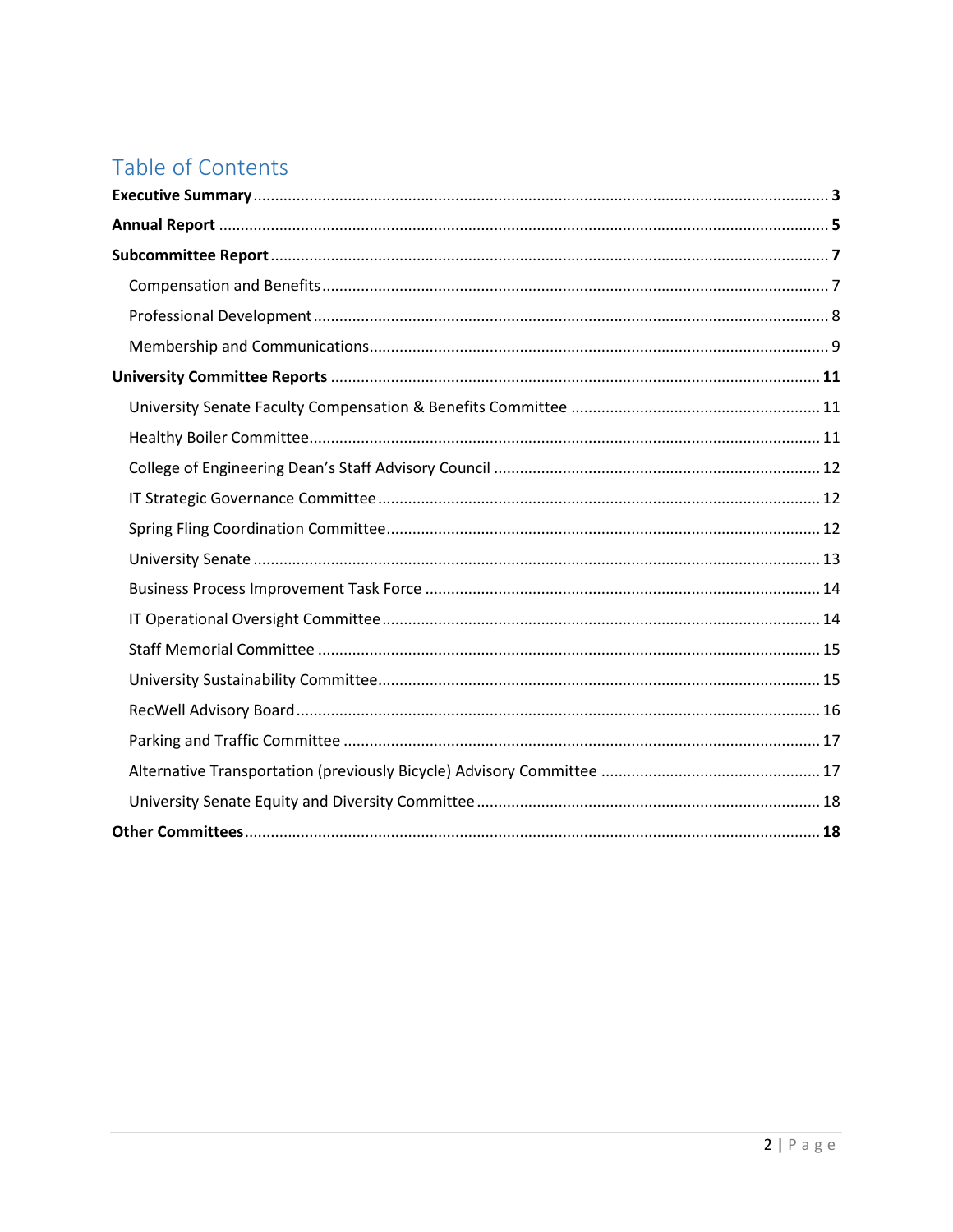# Table of Contents

**Executive Summary** .......... **3**

**Annual Report** .......... **5**

**Subcommittee Report** .......... **7**

- Compensation and Benefits .......... 7
- Professional Development .......... 8
- Membership and Communications .......... 9

**University Committee Reports** .......... **11**

- University Senate Faculty Compensation & Benefits Committee .......... 11
- Healthy Boiler Committee .......... 11
- College of Engineering Dean's Staff Advisory Council .......... 12
- IT Strategic Governance Committee .......... 12
- Spring Fling Coordination Committee .......... 12
- University Senate .......... 13
- Business Process Improvement Task Force .......... 14
- IT Operational Oversight Committee .......... 14
- Staff Memorial Committee .......... 15
- University Sustainability Committee .......... 15
- RecWell Advisory Board .......... 16
- Parking and Traffic Committee .......... 17
- Alternative Transportation (previously Bicycle) Advisory Committee .......... 17
- University Senate Equity and Diversity Committee .......... 18

**Other Committees** .......... **18**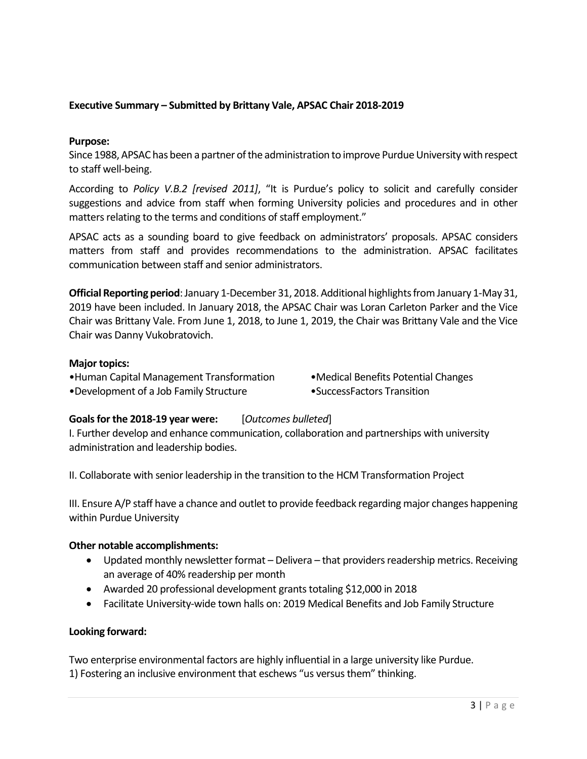**Executive Summary – Submitted by Brittany Vale, APSAC Chair 2018-2019**

**Purpose:**

Since 1988, APSAC has been a partner of the administration to improve Purdue University with respect to staff well-being.

According to *Policy V.B.2 [revised 2011]*, "It is Purdue's policy to solicit and carefully consider suggestions and advice from staff when forming University policies and procedures and in other matters relating to the terms and conditions of staff employment."

APSAC acts as a sounding board to give feedback on administrators' proposals. APSAC considers matters from staff and provides recommendations to the administration. APSAC facilitates communication between staff and senior administrators.

**Official Reporting period**: January 1-December 31, 2018. Additional highlights from January 1-May 31, 2019 have been included. In January 2018, the APSAC Chair was Loran Carleton Parker and the Vice Chair was Brittany Vale. From June 1, 2018, to June 1, 2019, the Chair was Brittany Vale and the Vice Chair was Danny Vukobratovich.

**Major topics:**

- Human Capital Management Transformation
- Development of a Job Family Structure
- Medical Benefits Potential Changes
- SuccessFactors Transition

**Goals for the 2018-19 year were:** [*Outcomes bulleted*]

I. Further develop and enhance communication, collaboration and partnerships with university administration and leadership bodies.

II. Collaborate with senior leadership in the transition to the HCM Transformation Project

III. Ensure A/P staff have a chance and outlet to provide feedback regarding major changes happening within Purdue University

**Other notable accomplishments:**

- Updated monthly newsletter format – Delivera – that providers readership metrics. Receiving an average of 40% readership per month
- Awarded 20 professional development grants totaling $12,000 in 2018
- Facilitate University-wide town halls on: 2019 Medical Benefits and Job Family Structure

**Looking forward:**

Two enterprise environmental factors are highly influential in a large university like Purdue.
1) Fostering an inclusive environment that eschews "us versus them" thinking.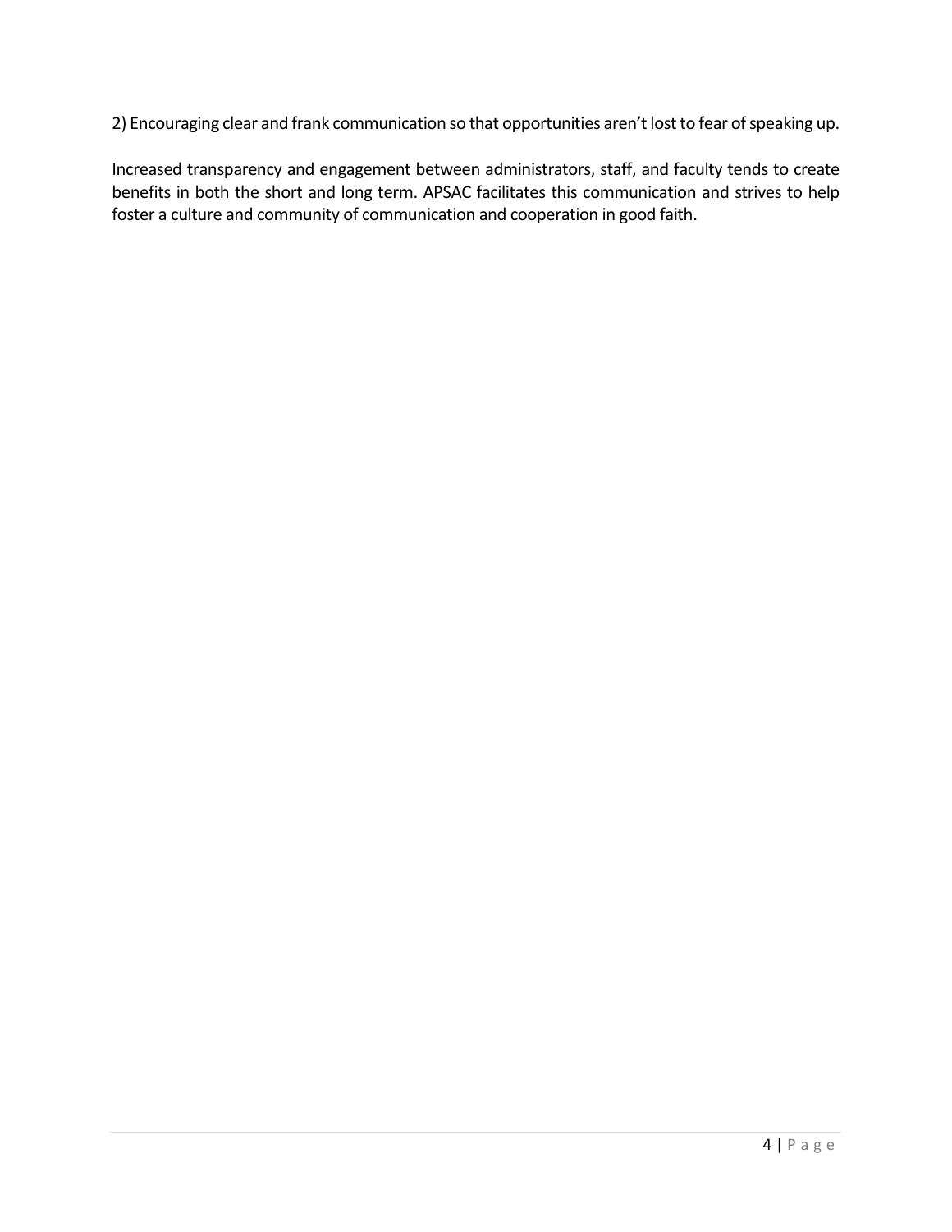2) Encouraging clear and frank communication so that opportunities aren’t lost to fear of speaking up.

Increased transparency and engagement between administrators, staff, and faculty tends to create benefits in both the short and long term. APSAC facilitates this communication and strives to help foster a culture and community of communication and cooperation in good faith.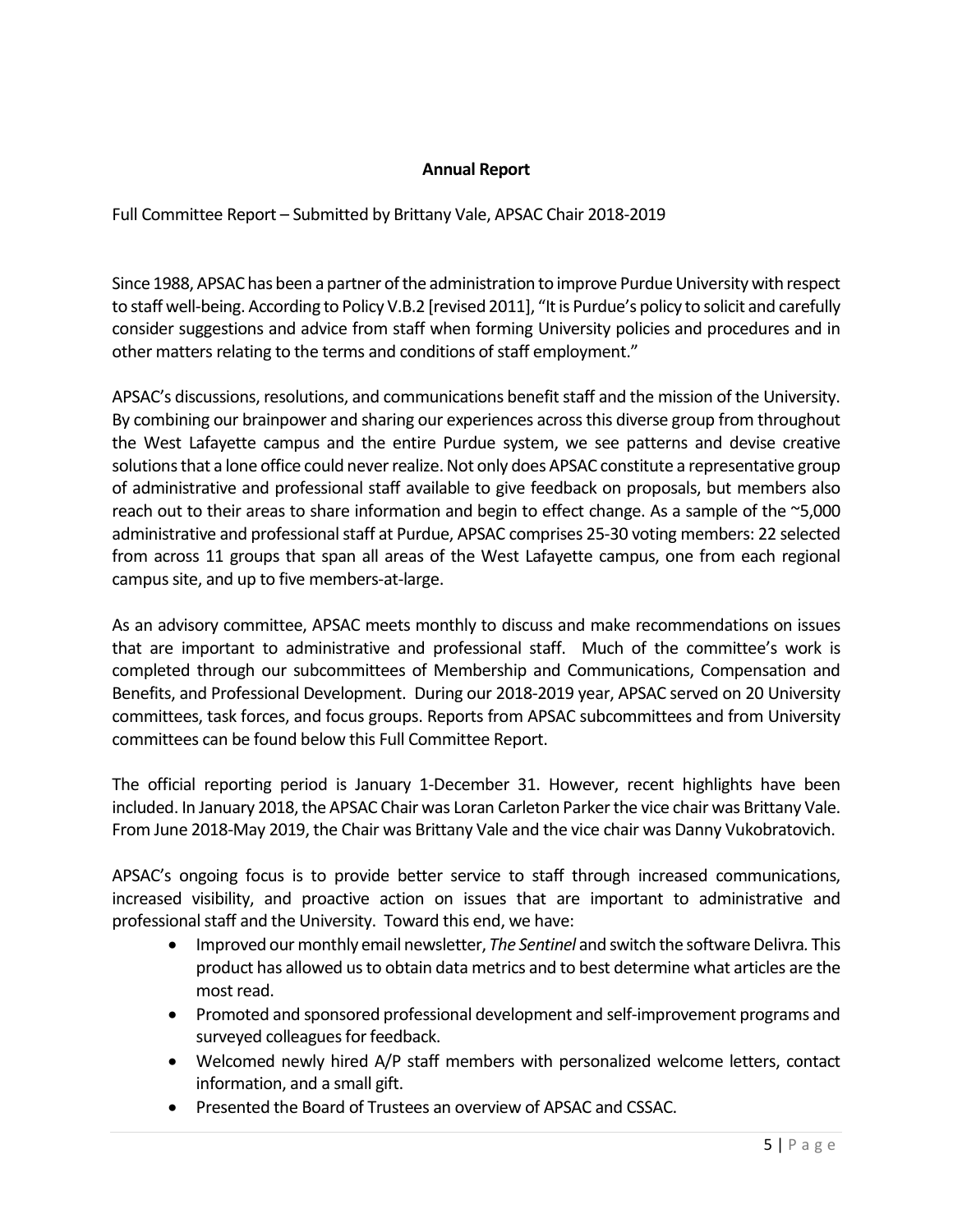**Annual Report**

Full Committee Report – Submitted by Brittany Vale, APSAC Chair 2018-2019

Since 1988, APSAC has been a partner of the administration to improve Purdue University with respect to staff well-being. According to Policy V.B.2 [revised 2011], "It is Purdue's policy to solicit and carefully consider suggestions and advice from staff when forming University policies and procedures and in other matters relating to the terms and conditions of staff employment."

APSAC's discussions, resolutions, and communications benefit staff and the mission of the University. By combining our brainpower and sharing our experiences across this diverse group from throughout the West Lafayette campus and the entire Purdue system, we see patterns and devise creative solutions that a lone office could never realize. Not only does APSAC constitute a representative group of administrative and professional staff available to give feedback on proposals, but members also reach out to their areas to share information and begin to effect change. As a sample of the ~5,000 administrative and professional staff at Purdue, APSAC comprises 25-30 voting members: 22 selected from across 11 groups that span all areas of the West Lafayette campus, one from each regional campus site, and up to five members-at-large.

As an advisory committee, APSAC meets monthly to discuss and make recommendations on issues that are important to administrative and professional staff. Much of the committee's work is completed through our subcommittees of Membership and Communications, Compensation and Benefits, and Professional Development. During our 2018-2019 year, APSAC served on 20 University committees, task forces, and focus groups. Reports from APSAC subcommittees and from University committees can be found below this Full Committee Report.

The official reporting period is January 1-December 31. However, recent highlights have been included. In January 2018, the APSAC Chair was Loran Carleton Parker the vice chair was Brittany Vale. From June 2018-May 2019, the Chair was Brittany Vale and the vice chair was Danny Vukobratovich.

APSAC's ongoing focus is to provide better service to staff through increased communications, increased visibility, and proactive action on issues that are important to administrative and professional staff and the University. Toward this end, we have:

- Improved our monthly email newsletter, *The Sentinel* and switch the software Delivra. This product has allowed us to obtain data metrics and to best determine what articles are the most read.
- Promoted and sponsored professional development and self-improvement programs and surveyed colleagues for feedback.
- Welcomed newly hired A/P staff members with personalized welcome letters, contact information, and a small gift.
- Presented the Board of Trustees an overview of APSAC and CSSAC.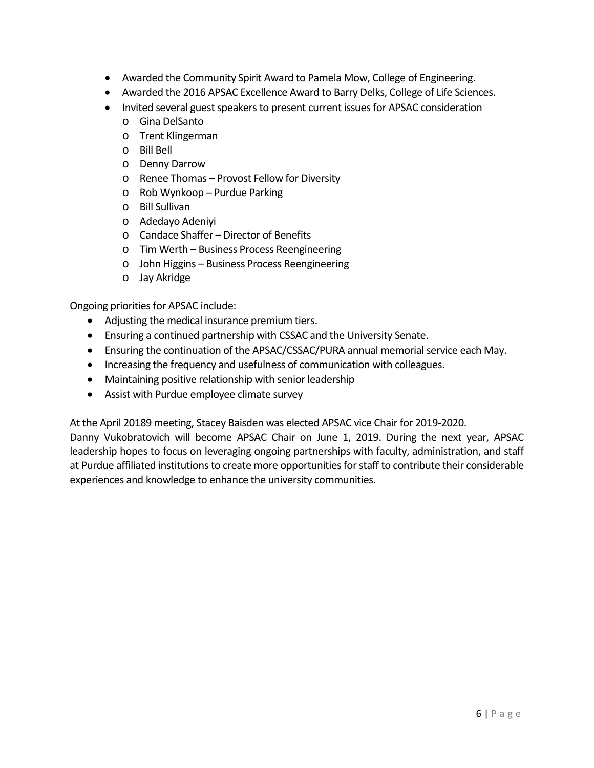- Awarded the Community Spirit Award to Pamela Mow, College of Engineering.
- Awarded the 2016 APSAC Excellence Award to Barry Delks, College of Life Sciences.
- Invited several guest speakers to present current issues for APSAC consideration
  - Gina DelSanto
  - Trent Klingerman
  - Bill Bell
  - Denny Darrow
  - Renee Thomas – Provost Fellow for Diversity
  - Rob Wynkoop – Purdue Parking
  - Bill Sullivan
  - Adedayo Adeniyi
  - Candace Shaffer – Director of Benefits
  - Tim Werth – Business Process Reengineering
  - John Higgins – Business Process Reengineering
  - Jay Akridge

Ongoing priorities for APSAC include:

- Adjusting the medical insurance premium tiers.
- Ensuring a continued partnership with CSSAC and the University Senate.
- Ensuring the continuation of the APSAC/CSSAC/PURA annual memorial service each May.
- Increasing the frequency and usefulness of communication with colleagues.
- Maintaining positive relationship with senior leadership
- Assist with Purdue employee climate survey

At the April 20189 meeting, Stacey Baisden was elected APSAC vice Chair for 2019-2020.
Danny Vukobratovich will become APSAC Chair on June 1, 2019. During the next year, APSAC leadership hopes to focus on leveraging ongoing partnerships with faculty, administration, and staff at Purdue affiliated institutions to create more opportunities for staff to contribute their considerable experiences and knowledge to enhance the university communities.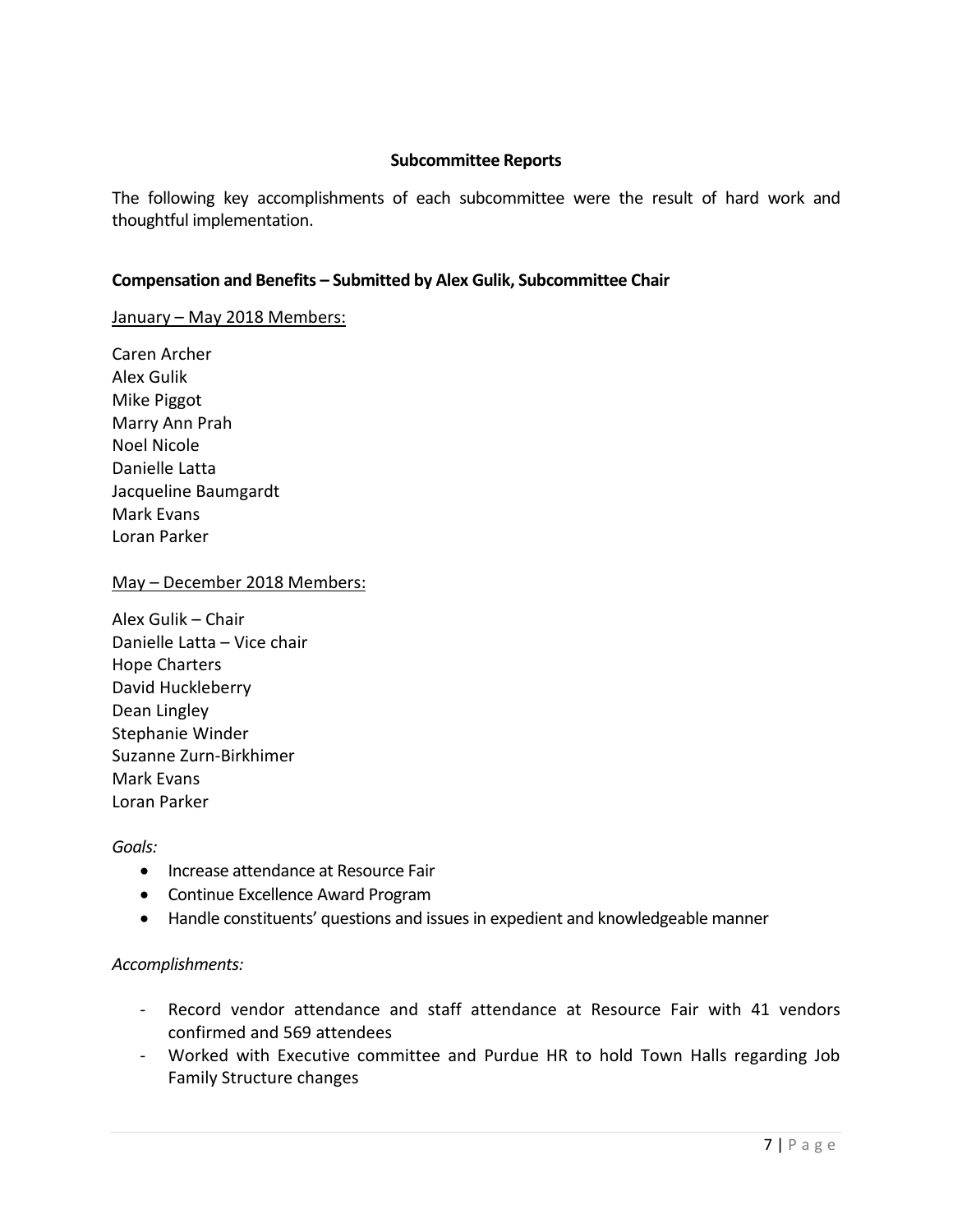## Subcommittee Reports

The following key accomplishments of each subcommittee were the result of hard work and thoughtful implementation.

### Compensation and Benefits – Submitted by Alex Gulik, Subcommittee Chair

<u>January – May 2018 Members:</u>

Caren Archer  
Alex Gulik  
Mike Piggot  
Marry Ann Prah  
Noel Nicole  
Danielle Latta  
Jacqueline Baumgardt  
Mark Evans  
Loran Parker

<u>May – December 2018 Members:</u>

Alex Gulik – Chair  
Danielle Latta – Vice chair  
Hope Charters  
David Huckleberry  
Dean Lingley  
Stephanie Winder  
Suzanne Zurn-Birkhimer  
Mark Evans  
Loran Parker

*Goals:*

- Increase attendance at Resource Fair
- Continue Excellence Award Program
- Handle constituents' questions and issues in expedient and knowledgeable manner

*Accomplishments:*

- Record vendor attendance and staff attendance at Resource Fair with 41 vendors confirmed and 569 attendees
- Worked with Executive committee and Purdue HR to hold Town Halls regarding Job Family Structure changes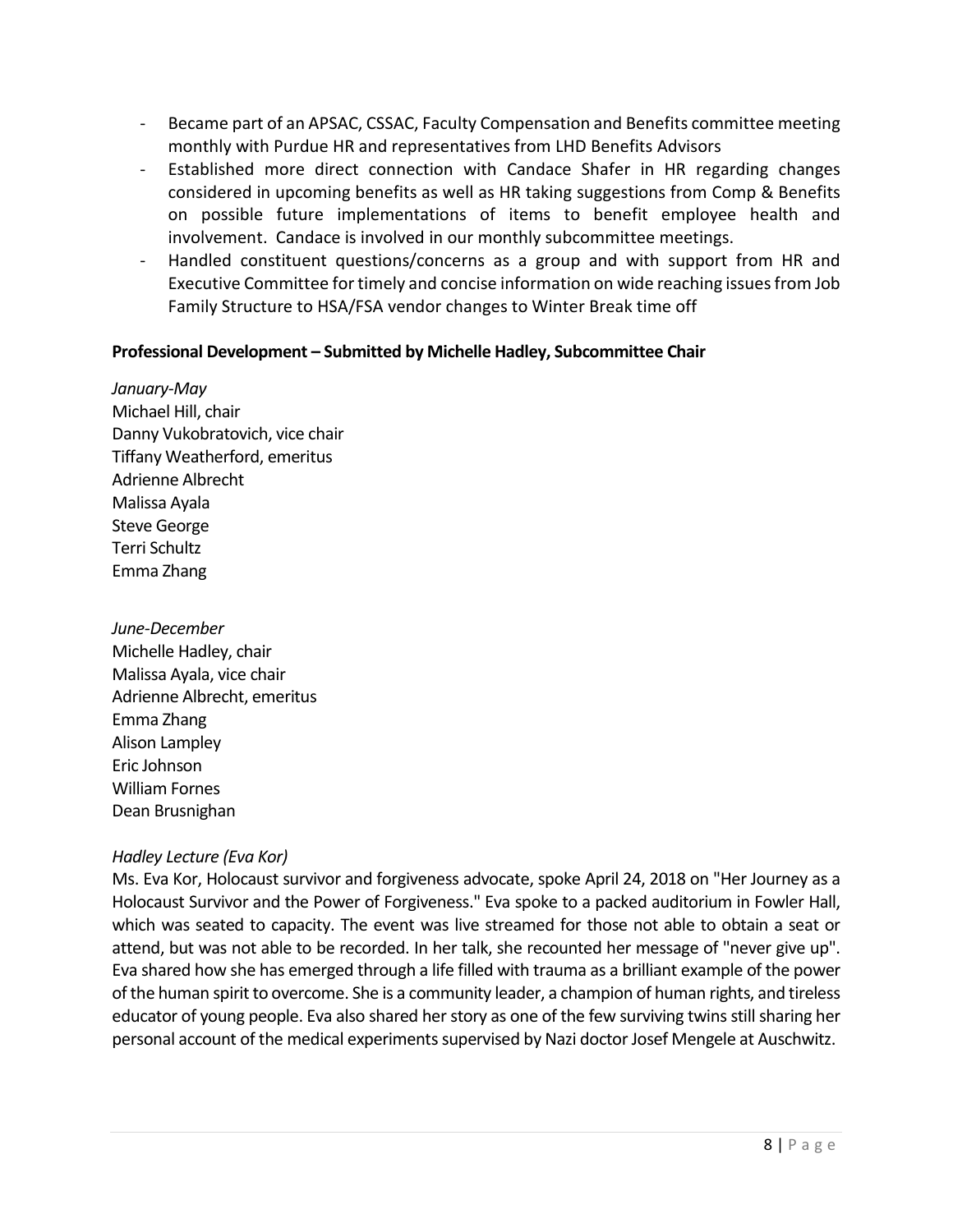- Became part of an APSAC, CSSAC, Faculty Compensation and Benefits committee meeting monthly with Purdue HR and representatives from LHD Benefits Advisors
- Established more direct connection with Candace Shafer in HR regarding changes considered in upcoming benefits as well as HR taking suggestions from Comp & Benefits on possible future implementations of items to benefit employee health and involvement. Candace is involved in our monthly subcommittee meetings.
- Handled constituent questions/concerns as a group and with support from HR and Executive Committee for timely and concise information on wide reaching issues from Job Family Structure to HSA/FSA vendor changes to Winter Break time off

**Professional Development – Submitted by Michelle Hadley, Subcommittee Chair**

*January-May*
Michael Hill, chair
Danny Vukobratovich, vice chair
Tiffany Weatherford, emeritus
Adrienne Albrecht
Malissa Ayala
Steve George
Terri Schultz
Emma Zhang

*June-December*
Michelle Hadley, chair
Malissa Ayala, vice chair
Adrienne Albrecht, emeritus
Emma Zhang
Alison Lampley
Eric Johnson
William Fornes
Dean Brusnighan

*Hadley Lecture (Eva Kor)*
Ms. Eva Kor, Holocaust survivor and forgiveness advocate, spoke April 24, 2018 on "Her Journey as a Holocaust Survivor and the Power of Forgiveness." Eva spoke to a packed auditorium in Fowler Hall, which was seated to capacity. The event was live streamed for those not able to obtain a seat or attend, but was not able to be recorded. In her talk, she recounted her message of "never give up". Eva shared how she has emerged through a life filled with trauma as a brilliant example of the power of the human spirit to overcome. She is a community leader, a champion of human rights, and tireless educator of young people. Eva also shared her story as one of the few surviving twins still sharing her personal account of the medical experiments supervised by Nazi doctor Josef Mengele at Auschwitz.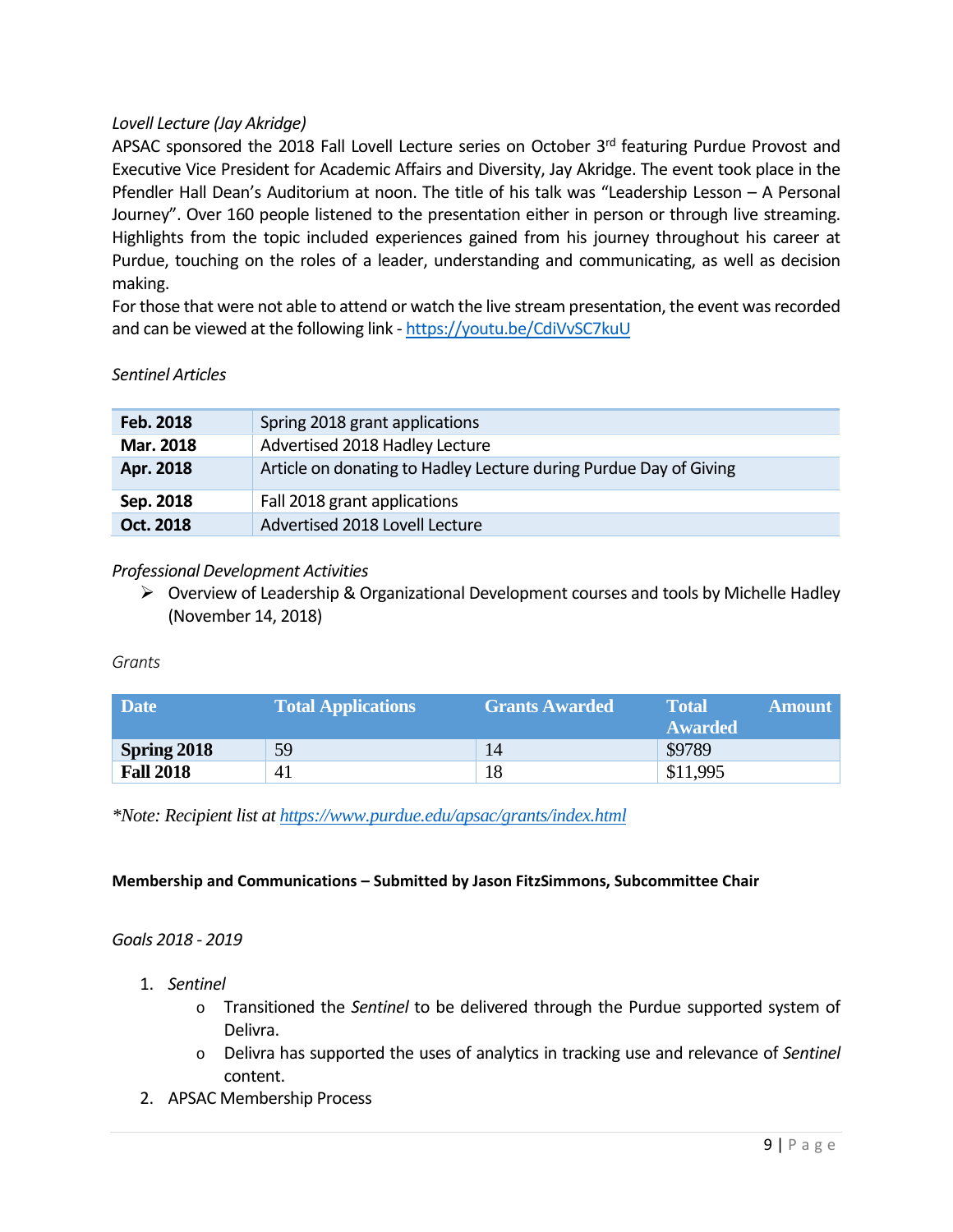*Lovell Lecture (Jay Akridge)*

APSAC sponsored the 2018 Fall Lovell Lecture series on October 3rd featuring Purdue Provost and Executive Vice President for Academic Affairs and Diversity, Jay Akridge. The event took place in the Pfendler Hall Dean's Auditorium at noon. The title of his talk was "Leadership Lesson – A Personal Journey". Over 160 people listened to the presentation either in person or through live streaming. Highlights from the topic included experiences gained from his journey throughout his career at Purdue, touching on the roles of a leader, understanding and communicating, as well as decision making.

For those that were not able to attend or watch the live stream presentation, the event was recorded and can be viewed at the following link - https://youtu.be/CdiVvSC7kuU

*Sentinel Articles*

| | |
|---|---|
| **Feb. 2018** | Spring 2018 grant applications |
| **Mar. 2018** | Advertised 2018 Hadley Lecture |
| **Apr. 2018** | Article on donating to Hadley Lecture during Purdue Day of Giving |
| **Sep. 2018** | Fall 2018 grant applications |
| **Oct. 2018** | Advertised 2018 Lovell Lecture |

*Professional Development Activities*

- Overview of Leadership & Organizational Development courses and tools by Michelle Hadley (November 14, 2018)

*Grants*

| Date | Total Applications | Grants Awarded | Total Amount Awarded |
|---|---|---|---|
| **Spring 2018** | 59 | 14 | $9789 |
| **Fall 2018** | 41 | 18 | $11,995 |

*\*Note: Recipient list at https://www.purdue.edu/apsac/grants/index.html*

**Membership and Communications – Submitted by Jason FitzSimmons, Subcommittee Chair**

*Goals 2018 - 2019*

1. *Sentinel*
   - Transitioned the *Sentinel* to be delivered through the Purdue supported system of Delivra.
   - Delivra has supported the uses of analytics in tracking use and relevance of *Sentinel* content.
2. APSAC Membership Process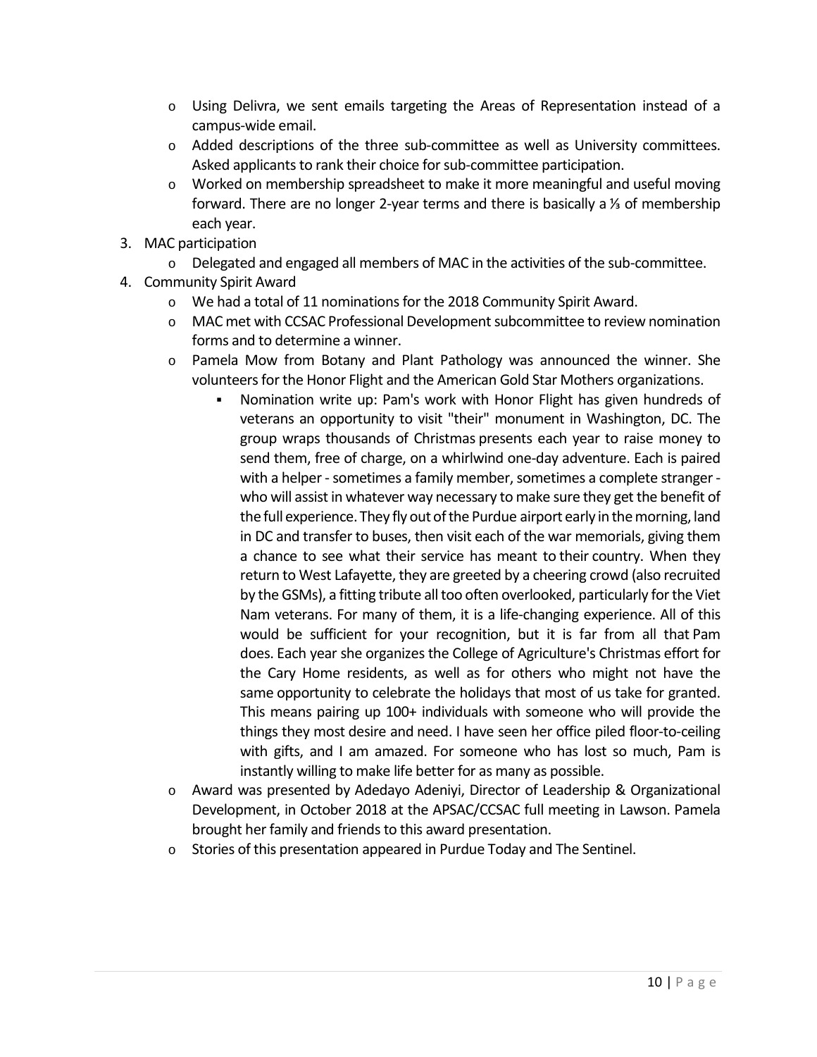- Using Delivra, we sent emails targeting the Areas of Representation instead of a campus-wide email.
- Added descriptions of the three sub-committee as well as University committees. Asked applicants to rank their choice for sub-committee participation.
- Worked on membership spreadsheet to make it more meaningful and useful moving forward. There are no longer 2-year terms and there is basically a ⅓ of membership each year.

3. MAC participation
   - Delegated and engaged all members of MAC in the activities of the sub-committee.
4. Community Spirit Award
   - We had a total of 11 nominations for the 2018 Community Spirit Award.
   - MAC met with CCSAC Professional Development subcommittee to review nomination forms and to determine a winner.
   - Pamela Mow from Botany and Plant Pathology was announced the winner. She volunteers for the Honor Flight and the American Gold Star Mothers organizations.
     - Nomination write up: Pam's work with Honor Flight has given hundreds of veterans an opportunity to visit "their" monument in Washington, DC. The group wraps thousands of Christmas presents each year to raise money to send them, free of charge, on a whirlwind one-day adventure. Each is paired with a helper - sometimes a family member, sometimes a complete stranger - who will assist in whatever way necessary to make sure they get the benefit of the full experience. They fly out of the Purdue airport early in the morning, land in DC and transfer to buses, then visit each of the war memorials, giving them a chance to see what their service has meant to their country. When they return to West Lafayette, they are greeted by a cheering crowd (also recruited by the GSMs), a fitting tribute all too often overlooked, particularly for the Viet Nam veterans. For many of them, it is a life-changing experience. All of this would be sufficient for your recognition, but it is far from all that Pam does. Each year she organizes the College of Agriculture's Christmas effort for the Cary Home residents, as well as for others who might not have the same opportunity to celebrate the holidays that most of us take for granted. This means pairing up 100+ individuals with someone who will provide the things they most desire and need. I have seen her office piled floor-to-ceiling with gifts, and I am amazed. For someone who has lost so much, Pam is instantly willing to make life better for as many as possible.
   - Award was presented by Adedayo Adeniyi, Director of Leadership & Organizational Development, in October 2018 at the APSAC/CCSAC full meeting in Lawson. Pamela brought her family and friends to this award presentation.
   - Stories of this presentation appeared in Purdue Today and The Sentinel.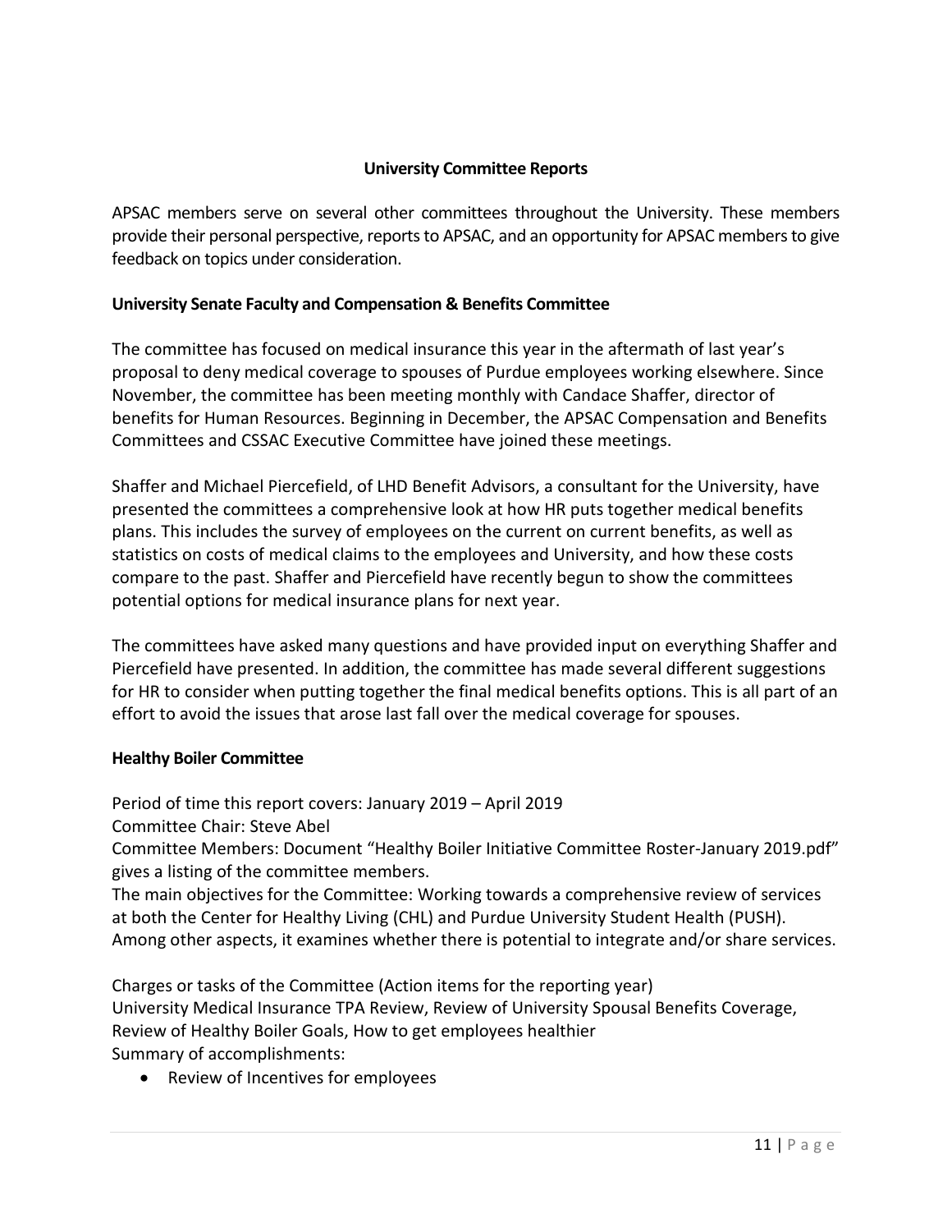## University Committee Reports

APSAC members serve on several other committees throughout the University. These members provide their personal perspective, reports to APSAC, and an opportunity for APSAC members to give feedback on topics under consideration.

### University Senate Faculty and Compensation & Benefits Committee

The committee has focused on medical insurance this year in the aftermath of last year's proposal to deny medical coverage to spouses of Purdue employees working elsewhere. Since November, the committee has been meeting monthly with Candace Shaffer, director of benefits for Human Resources. Beginning in December, the APSAC Compensation and Benefits Committees and CSSAC Executive Committee have joined these meetings.

Shaffer and Michael Piercefield, of LHD Benefit Advisors, a consultant for the University, have presented the committees a comprehensive look at how HR puts together medical benefits plans. This includes the survey of employees on the current on current benefits, as well as statistics on costs of medical claims to the employees and University, and how these costs compare to the past. Shaffer and Piercefield have recently begun to show the committees potential options for medical insurance plans for next year.

The committees have asked many questions and have provided input on everything Shaffer and Piercefield have presented. In addition, the committee has made several different suggestions for HR to consider when putting together the final medical benefits options. This is all part of an effort to avoid the issues that arose last fall over the medical coverage for spouses.

### Healthy Boiler Committee

Period of time this report covers: January 2019 – April 2019
Committee Chair: Steve Abel
Committee Members: Document "Healthy Boiler Initiative Committee Roster-January 2019.pdf" gives a listing of the committee members.
The main objectives for the Committee: Working towards a comprehensive review of services at both the Center for Healthy Living (CHL) and Purdue University Student Health (PUSH). Among other aspects, it examines whether there is potential to integrate and/or share services.

Charges or tasks of the Committee (Action items for the reporting year)
University Medical Insurance TPA Review, Review of University Spousal Benefits Coverage, Review of Healthy Boiler Goals, How to get employees healthier
Summary of accomplishments:

- Review of Incentives for employees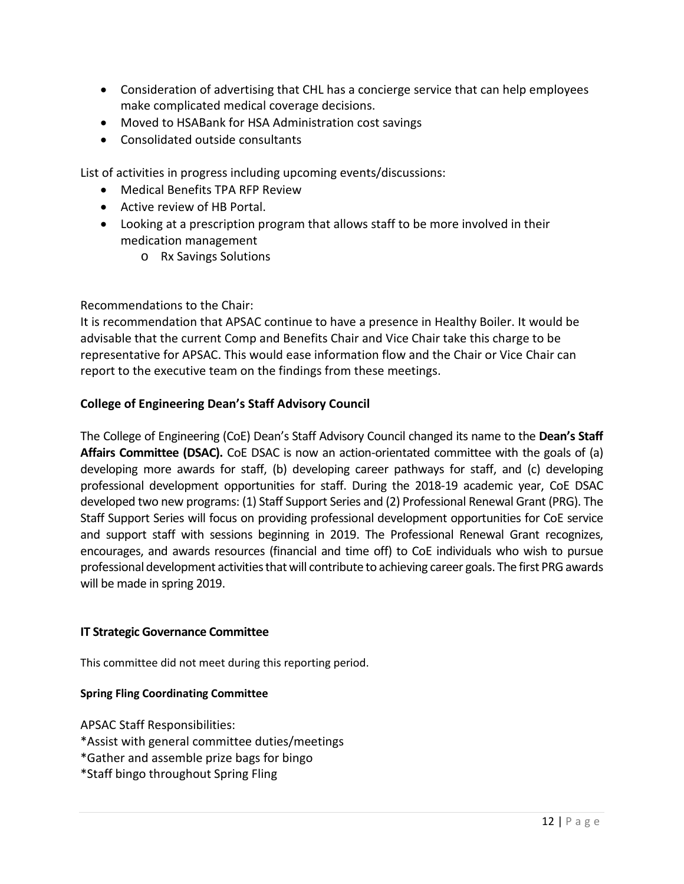- Consideration of advertising that CHL has a concierge service that can help employees make complicated medical coverage decisions.
- Moved to HSABank for HSA Administration cost savings
- Consolidated outside consultants

List of activities in progress including upcoming events/discussions:

- Medical Benefits TPA RFP Review
- Active review of HB Portal.
- Looking at a prescription program that allows staff to be more involved in their medication management
    - Rx Savings Solutions

Recommendations to the Chair:
It is recommendation that APSAC continue to have a presence in Healthy Boiler. It would be advisable that the current Comp and Benefits Chair and Vice Chair take this charge to be representative for APSAC. This would ease information flow and the Chair or Vice Chair can report to the executive team on the findings from these meetings.

### College of Engineering Dean's Staff Advisory Council

The College of Engineering (CoE) Dean's Staff Advisory Council changed its name to the **Dean's Staff Affairs Committee (DSAC).** CoE DSAC is now an action-orientated committee with the goals of (a) developing more awards for staff, (b) developing career pathways for staff, and (c) developing professional development opportunities for staff. During the 2018-19 academic year, CoE DSAC developed two new programs: (1) Staff Support Series and (2) Professional Renewal Grant (PRG). The Staff Support Series will focus on providing professional development opportunities for CoE service and support staff with sessions beginning in 2019. The Professional Renewal Grant recognizes, encourages, and awards resources (financial and time off) to CoE individuals who wish to pursue professional development activities that will contribute to achieving career goals. The first PRG awards will be made in spring 2019.

### IT Strategic Governance Committee

This committee did not meet during this reporting period.

### Spring Fling Coordinating Committee

APSAC Staff Responsibilities:
*Assist with general committee duties/meetings
*Gather and assemble prize bags for bingo
*Staff bingo throughout Spring Fling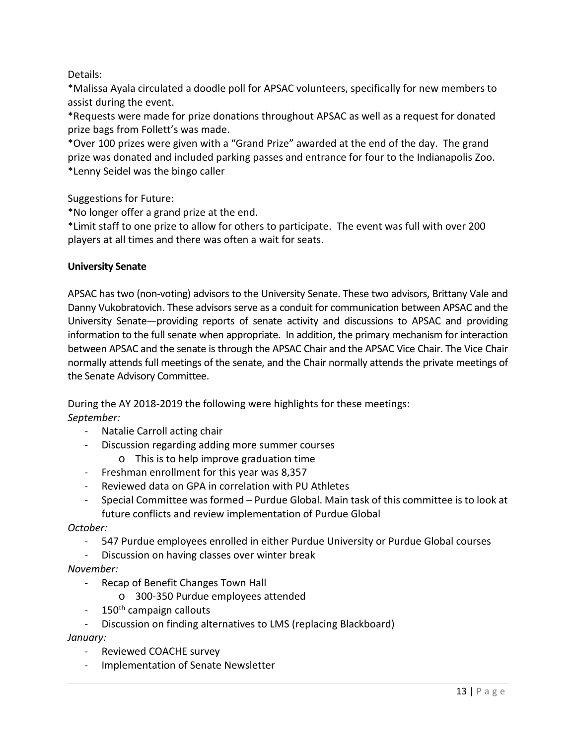Details:

*Malissa Ayala circulated a doodle poll for APSAC volunteers, specifically for new members to assist during the event.

*Requests were made for prize donations throughout APSAC as well as a request for donated prize bags from Follett's was made.

*Over 100 prizes were given with a "Grand Prize" awarded at the end of the day. The grand prize was donated and included parking passes and entrance for four to the Indianapolis Zoo.

*Lenny Seidel was the bingo caller

Suggestions for Future:

*No longer offer a grand prize at the end.

*Limit staff to one prize to allow for others to participate. The event was full with over 200 players at all times and there was often a wait for seats.

**University Senate**

APSAC has two (non-voting) advisors to the University Senate. These two advisors, Brittany Vale and Danny Vukobratovich. These advisors serve as a conduit for communication between APSAC and the University Senate—providing reports of senate activity and discussions to APSAC and providing information to the full senate when appropriate. In addition, the primary mechanism for interaction between APSAC and the senate is through the APSAC Chair and the APSAC Vice Chair. The Vice Chair normally attends full meetings of the senate, and the Chair normally attends the private meetings of the Senate Advisory Committee.

During the AY 2018-2019 the following were highlights for these meetings:

*September:*

- Natalie Carroll acting chair
- Discussion regarding adding more summer courses
    - This is to help improve graduation time
- Freshman enrollment for this year was 8,357
- Reviewed data on GPA in correlation with PU Athletes
- Special Committee was formed – Purdue Global. Main task of this committee is to look at future conflicts and review implementation of Purdue Global

*October:*

- 547 Purdue employees enrolled in either Purdue University or Purdue Global courses
- Discussion on having classes over winter break

*November:*

- Recap of Benefit Changes Town Hall
    - 300-350 Purdue employees attended
- 150th campaign callouts
- Discussion on finding alternatives to LMS (replacing Blackboard)

*January:*

- Reviewed COACHE survey
- Implementation of Senate Newsletter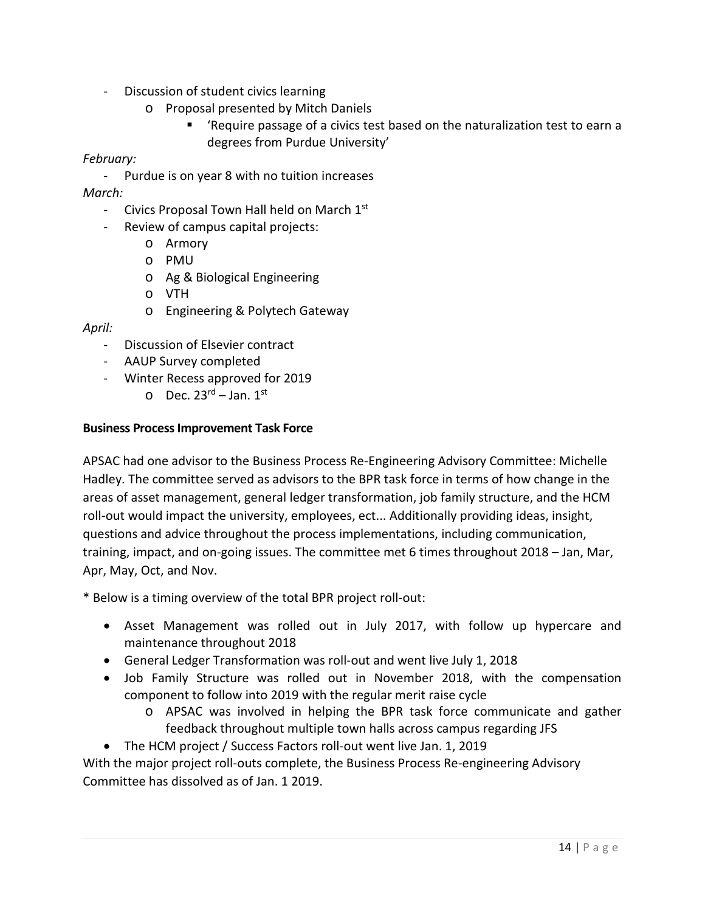- Discussion of student civics learning
  - Proposal presented by Mitch Daniels
    - 'Require passage of a civics test based on the naturalization test to earn a degrees from Purdue University'

*February:*

- Purdue is on year 8 with no tuition increases

*March:*

- Civics Proposal Town Hall held on March 1st
- Review of campus capital projects:
  - Armory
  - PMU
  - Ag & Biological Engineering
  - VTH
  - Engineering & Polytech Gateway

*April:*

- Discussion of Elsevier contract
- AAUP Survey completed
- Winter Recess approved for 2019
  - Dec. 23rd – Jan. 1st

**Business Process Improvement Task Force**

APSAC had one advisor to the Business Process Re-Engineering Advisory Committee: Michelle Hadley. The committee served as advisors to the BPR task force in terms of how change in the areas of asset management, general ledger transformation, job family structure, and the HCM roll-out would impact the university, employees, ect... Additionally providing ideas, insight, questions and advice throughout the process implementations, including communication, training, impact, and on-going issues. The committee met 6 times throughout 2018 – Jan, Mar, Apr, May, Oct, and Nov.

* Below is a timing overview of the total BPR project roll-out:

- Asset Management was rolled out in July 2017, with follow up hypercare and maintenance throughout 2018
- General Ledger Transformation was roll-out and went live July 1, 2018
- Job Family Structure was rolled out in November 2018, with the compensation component to follow into 2019 with the regular merit raise cycle
  - APSAC was involved in helping the BPR task force communicate and gather feedback throughout multiple town halls across campus regarding JFS
- The HCM project / Success Factors roll-out went live Jan. 1, 2019

With the major project roll-outs complete, the Business Process Re-engineering Advisory Committee has dissolved as of Jan. 1 2019.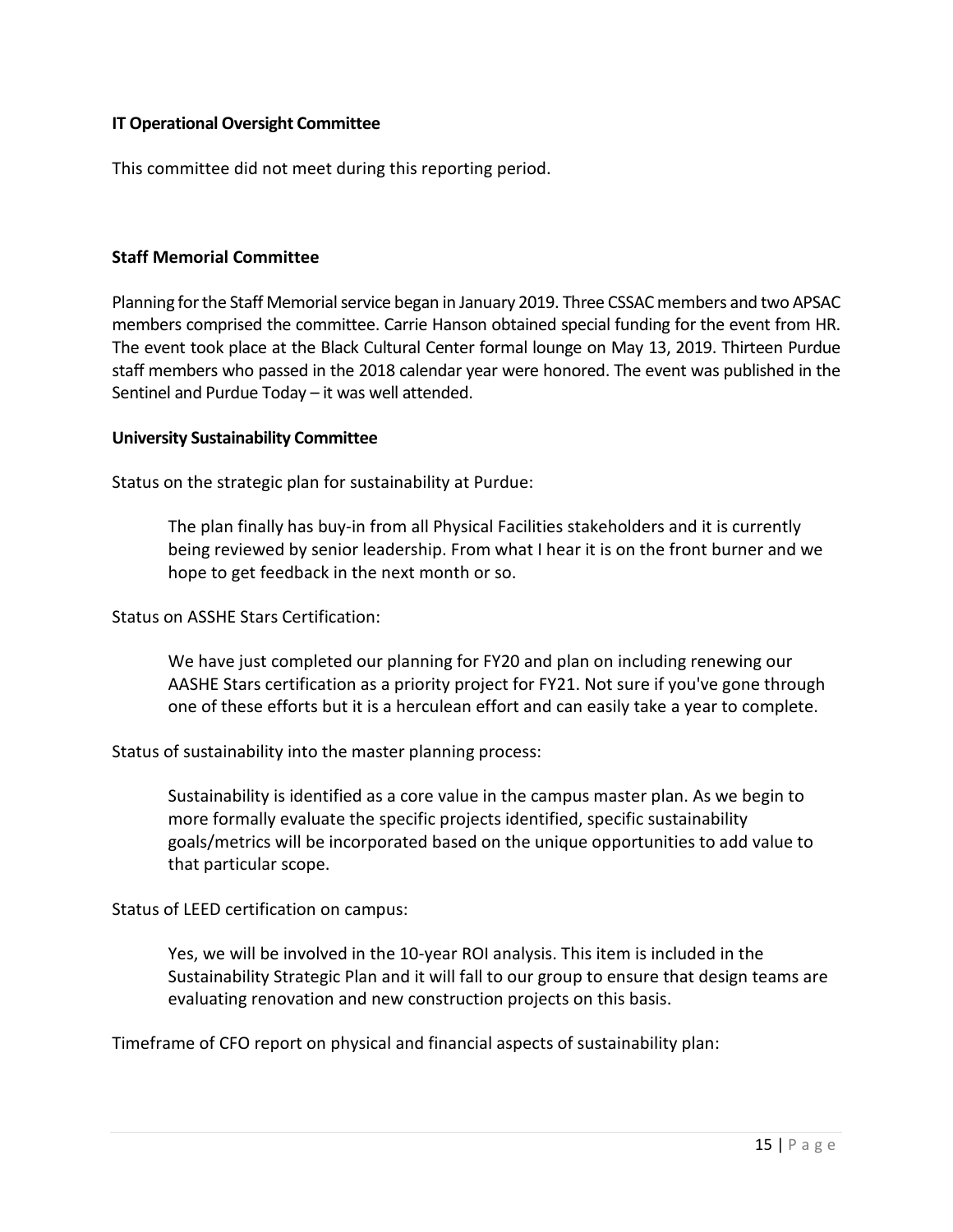**IT Operational Oversight Committee**

This committee did not meet during this reporting period.

**Staff Memorial Committee**

Planning for the Staff Memorial service began in January 2019. Three CSSAC members and two APSAC members comprised the committee. Carrie Hanson obtained special funding for the event from HR. The event took place at the Black Cultural Center formal lounge on May 13, 2019. Thirteen Purdue staff members who passed in the 2018 calendar year were honored. The event was published in the Sentinel and Purdue Today – it was well attended.

**University Sustainability Committee**

Status on the strategic plan for sustainability at Purdue:

> The plan finally has buy-in from all Physical Facilities stakeholders and it is currently being reviewed by senior leadership. From what I hear it is on the front burner and we hope to get feedback in the next month or so.

Status on ASSHE Stars Certification:

> We have just completed our planning for FY20 and plan on including renewing our AASHE Stars certification as a priority project for FY21. Not sure if you've gone through one of these efforts but it is a herculean effort and can easily take a year to complete.

Status of sustainability into the master planning process:

> Sustainability is identified as a core value in the campus master plan. As we begin to more formally evaluate the specific projects identified, specific sustainability goals/metrics will be incorporated based on the unique opportunities to add value to that particular scope.

Status of LEED certification on campus:

> Yes, we will be involved in the 10-year ROI analysis. This item is included in the Sustainability Strategic Plan and it will fall to our group to ensure that design teams are evaluating renovation and new construction projects on this basis.

Timeframe of CFO report on physical and financial aspects of sustainability plan: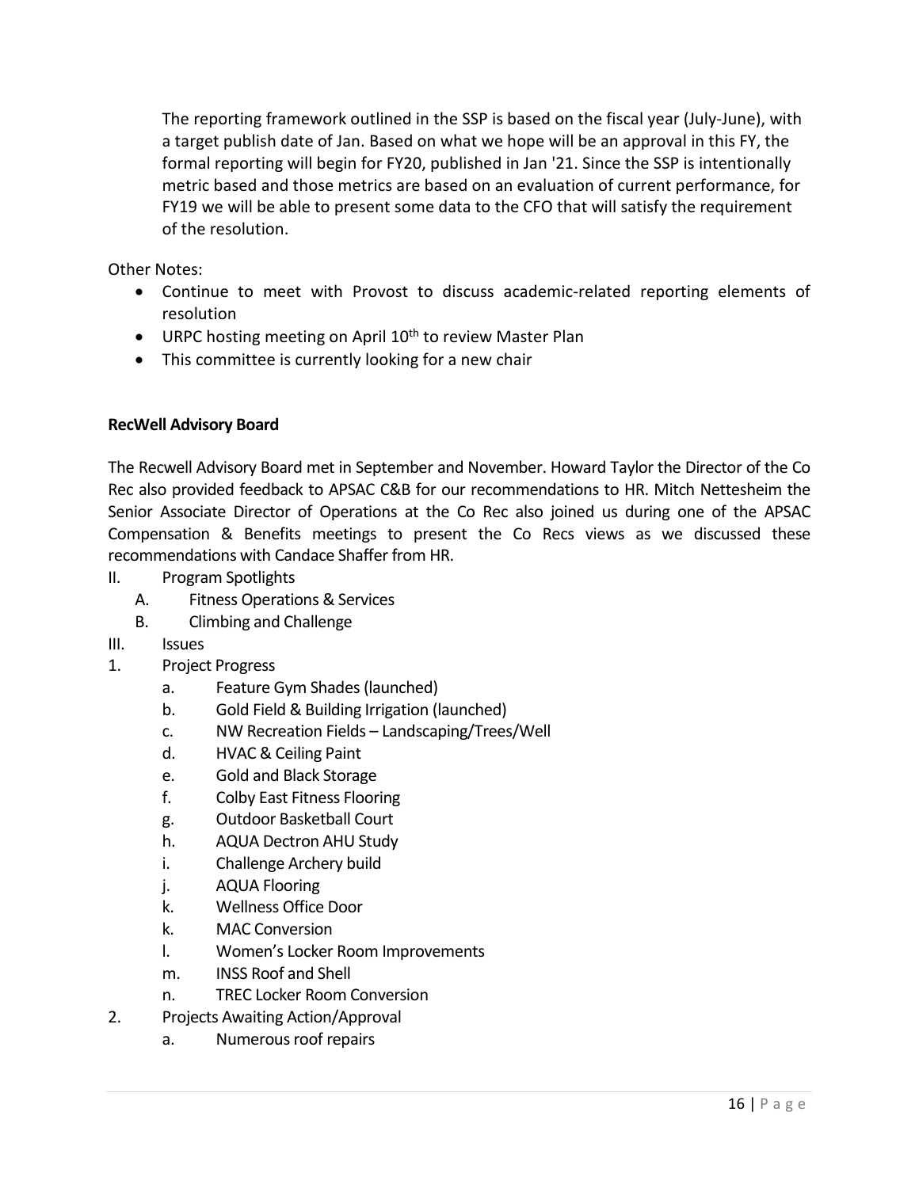The reporting framework outlined in the SSP is based on the fiscal year (July-June), with a target publish date of Jan. Based on what we hope will be an approval in this FY, the formal reporting will begin for FY20, published in Jan '21. Since the SSP is intentionally metric based and those metrics are based on an evaluation of current performance, for FY19 we will be able to present some data to the CFO that will satisfy the requirement of the resolution.

Other Notes:

- Continue to meet with Provost to discuss academic-related reporting elements of resolution
- URPC hosting meeting on April 10th to review Master Plan
- This committee is currently looking for a new chair

**RecWell Advisory Board**

The Recwell Advisory Board met in September and November. Howard Taylor the Director of the Co Rec also provided feedback to APSAC C&B for our recommendations to HR. Mitch Nettesheim the Senior Associate Director of Operations at the Co Rec also joined us during one of the APSAC Compensation & Benefits meetings to present the Co Recs views as we discussed these recommendations with Candace Shaffer from HR.

II. Program Spotlights
    A. Fitness Operations & Services
    B. Climbing and Challenge

III. Issues

1. Project Progress
    a. Feature Gym Shades (launched)
    b. Gold Field & Building Irrigation (launched)
    c. NW Recreation Fields – Landscaping/Trees/Well
    d. HVAC & Ceiling Paint
    e. Gold and Black Storage
    f. Colby East Fitness Flooring
    g. Outdoor Basketball Court
    h. AQUA Dectron AHU Study
    i. Challenge Archery build
    j. AQUA Flooring
    k. Wellness Office Door
    k. MAC Conversion
    l. Women's Locker Room Improvements
    m. INSS Roof and Shell
    n. TREC Locker Room Conversion
2. Projects Awaiting Action/Approval
    a. Numerous roof repairs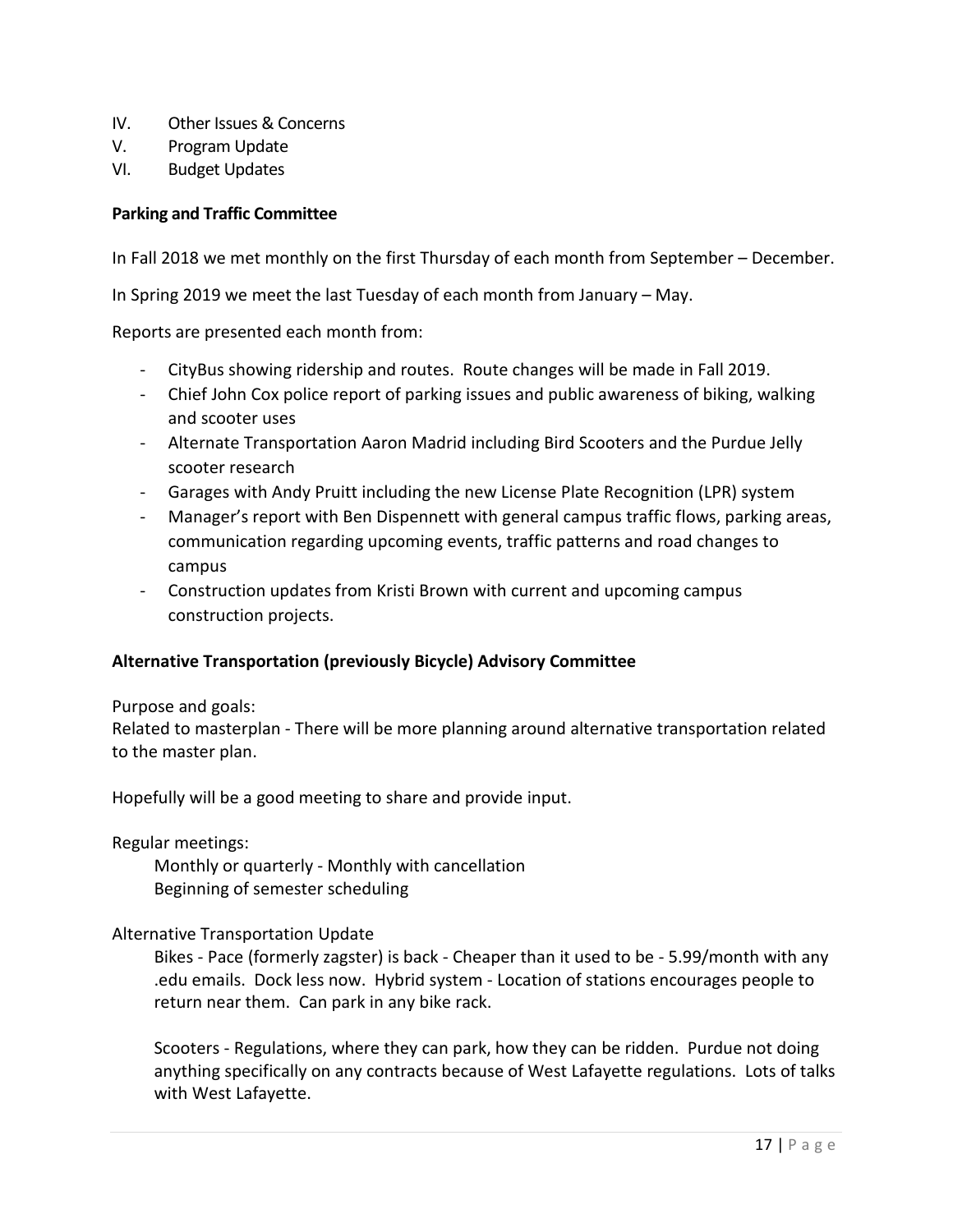IV. Other Issues & Concerns
V. Program Update
VI. Budget Updates

**Parking and Traffic Committee**

In Fall 2018 we met monthly on the first Thursday of each month from September – December.

In Spring 2019 we meet the last Tuesday of each month from January – May.

Reports are presented each month from:

- CityBus showing ridership and routes. Route changes will be made in Fall 2019.
- Chief John Cox police report of parking issues and public awareness of biking, walking and scooter uses
- Alternate Transportation Aaron Madrid including Bird Scooters and the Purdue Jelly scooter research
- Garages with Andy Pruitt including the new License Plate Recognition (LPR) system
- Manager's report with Ben Dispennett with general campus traffic flows, parking areas, communication regarding upcoming events, traffic patterns and road changes to campus
- Construction updates from Kristi Brown with current and upcoming campus construction projects.

**Alternative Transportation (previously Bicycle) Advisory Committee**

Purpose and goals:
Related to masterplan - There will be more planning around alternative transportation related to the master plan.

Hopefully will be a good meeting to share and provide input.

Regular meetings:

Monthly or quarterly - Monthly with cancellation
Beginning of semester scheduling

Alternative Transportation Update

Bikes - Pace (formerly zagster) is back - Cheaper than it used to be - 5.99/month with any .edu emails. Dock less now. Hybrid system - Location of stations encourages people to return near them. Can park in any bike rack.

Scooters - Regulations, where they can park, how they can be ridden. Purdue not doing anything specifically on any contracts because of West Lafayette regulations. Lots of talks with West Lafayette.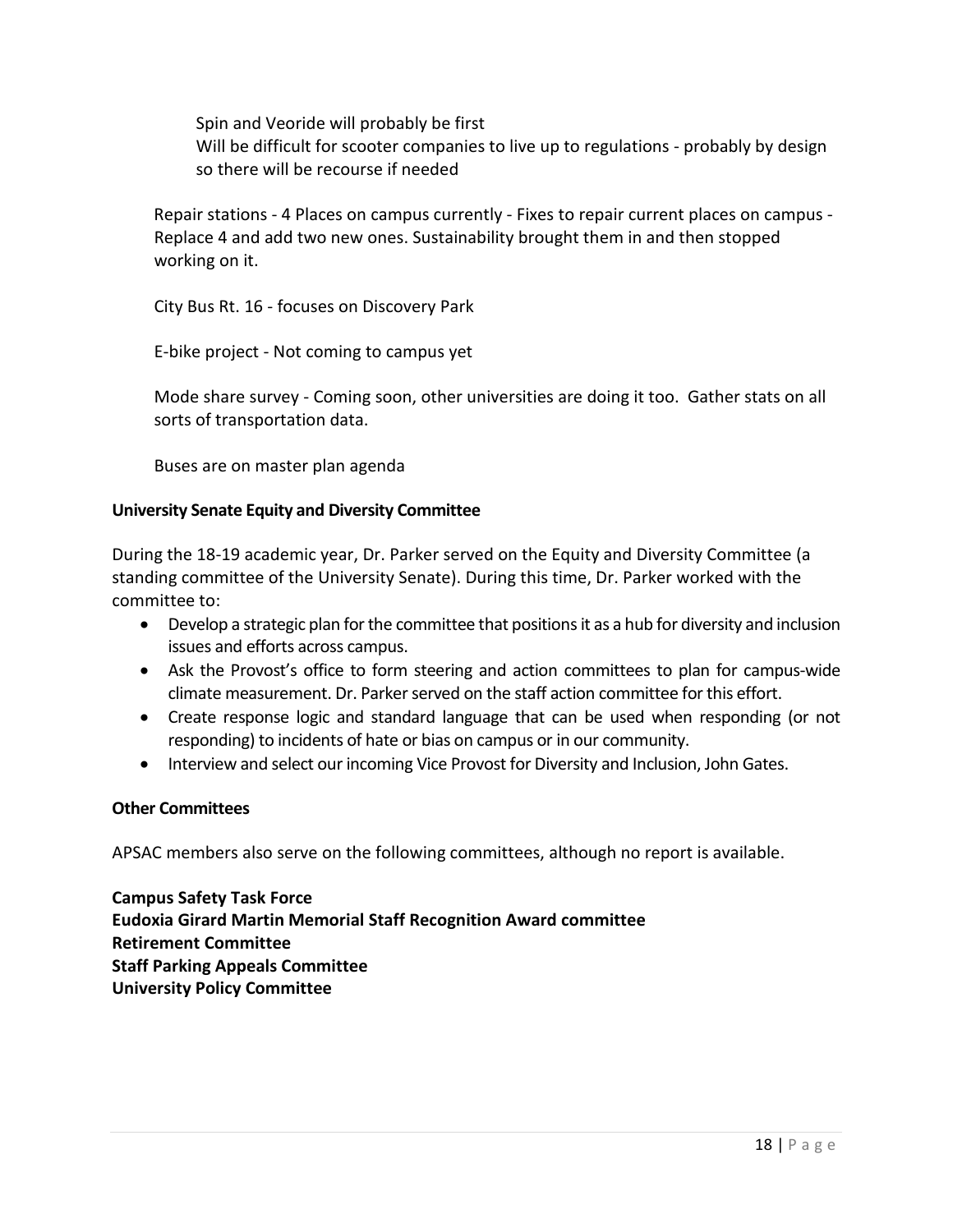Spin and Veoride will probably be first

Will be difficult for scooter companies to live up to regulations - probably by design so there will be recourse if needed

Repair stations - 4 Places on campus currently - Fixes to repair current places on campus - Replace 4 and add two new ones. Sustainability brought them in and then stopped working on it.

City Bus Rt. 16 - focuses on Discovery Park

E-bike project - Not coming to campus yet

Mode share survey - Coming soon, other universities are doing it too. Gather stats on all sorts of transportation data.

Buses are on master plan agenda

**University Senate Equity and Diversity Committee**

During the 18-19 academic year, Dr. Parker served on the Equity and Diversity Committee (a standing committee of the University Senate). During this time, Dr. Parker worked with the committee to:

- Develop a strategic plan for the committee that positions it as a hub for diversity and inclusion issues and efforts across campus.
- Ask the Provost's office to form steering and action committees to plan for campus-wide climate measurement. Dr. Parker served on the staff action committee for this effort.
- Create response logic and standard language that can be used when responding (or not responding) to incidents of hate or bias on campus or in our community.
- Interview and select our incoming Vice Provost for Diversity and Inclusion, John Gates.

**Other Committees**

APSAC members also serve on the following committees, although no report is available.

**Campus Safety Task Force**
**Eudoxia Girard Martin Memorial Staff Recognition Award committee**
**Retirement Committee**
**Staff Parking Appeals Committee**
**University Policy Committee**